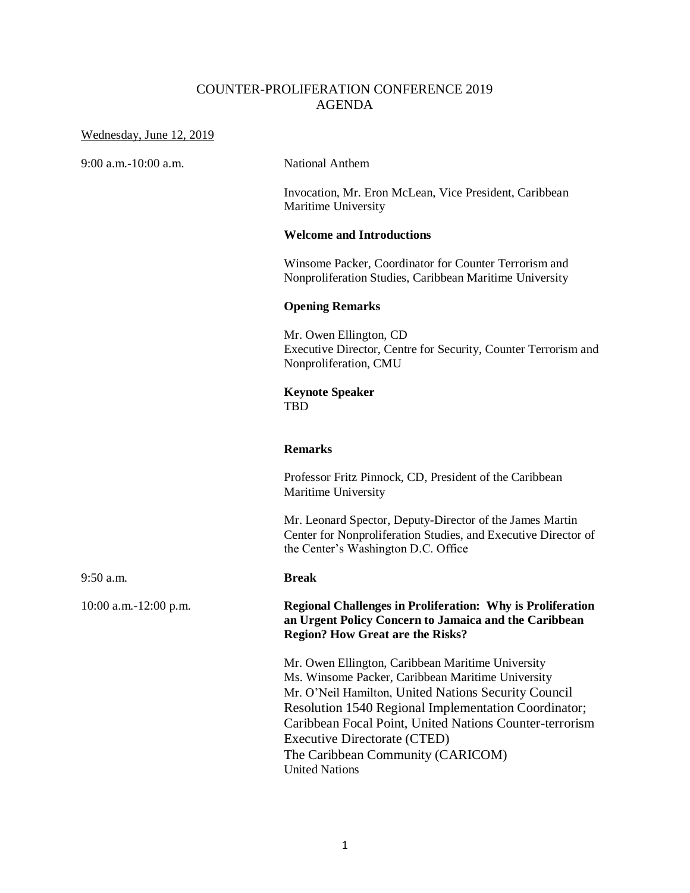# COUNTER-PROLIFERATION CONFERENCE 2019
## AGENDA

Wednesday, June 12, 2019

| | |
|---|---|
| 9:00 a.m.-10:00 a.m. | National Anthem<br><br>Invocation, Mr. Eron McLean, Vice President, Caribbean Maritime University<br><br>**Welcome and Introductions**<br><br>Winsome Packer, Coordinator for Counter Terrorism and Nonproliferation Studies, Caribbean Maritime University<br><br>**Opening Remarks**<br><br>Mr. Owen Ellington, CD<br>Executive Director, Centre for Security, Counter Terrorism and Nonproliferation, CMU<br><br>**Keynote Speaker**<br>TBD<br><br>**Remarks**<br><br>Professor Fritz Pinnock, CD, President of the Caribbean Maritime University<br><br>Mr. Leonard Spector, Deputy-Director of the James Martin Center for Nonproliferation Studies, and Executive Director of the Center's Washington D.C. Office |
| 9:50 a.m. | **Break** |
| 10:00 a.m.-12:00 p.m. | **Regional Challenges in Proliferation: Why is Proliferation an Urgent Policy Concern to Jamaica and the Caribbean Region? How Great are the Risks?**<br><br>Mr. Owen Ellington, Caribbean Maritime University<br>Ms. Winsome Packer, Caribbean Maritime University<br>Mr. O'Neil Hamilton, United Nations Security Council Resolution 1540 Regional Implementation Coordinator; Caribbean Focal Point, United Nations Counter-terrorism Executive Directorate (CTED)<br>The Caribbean Community (CARICOM)<br>United Nations |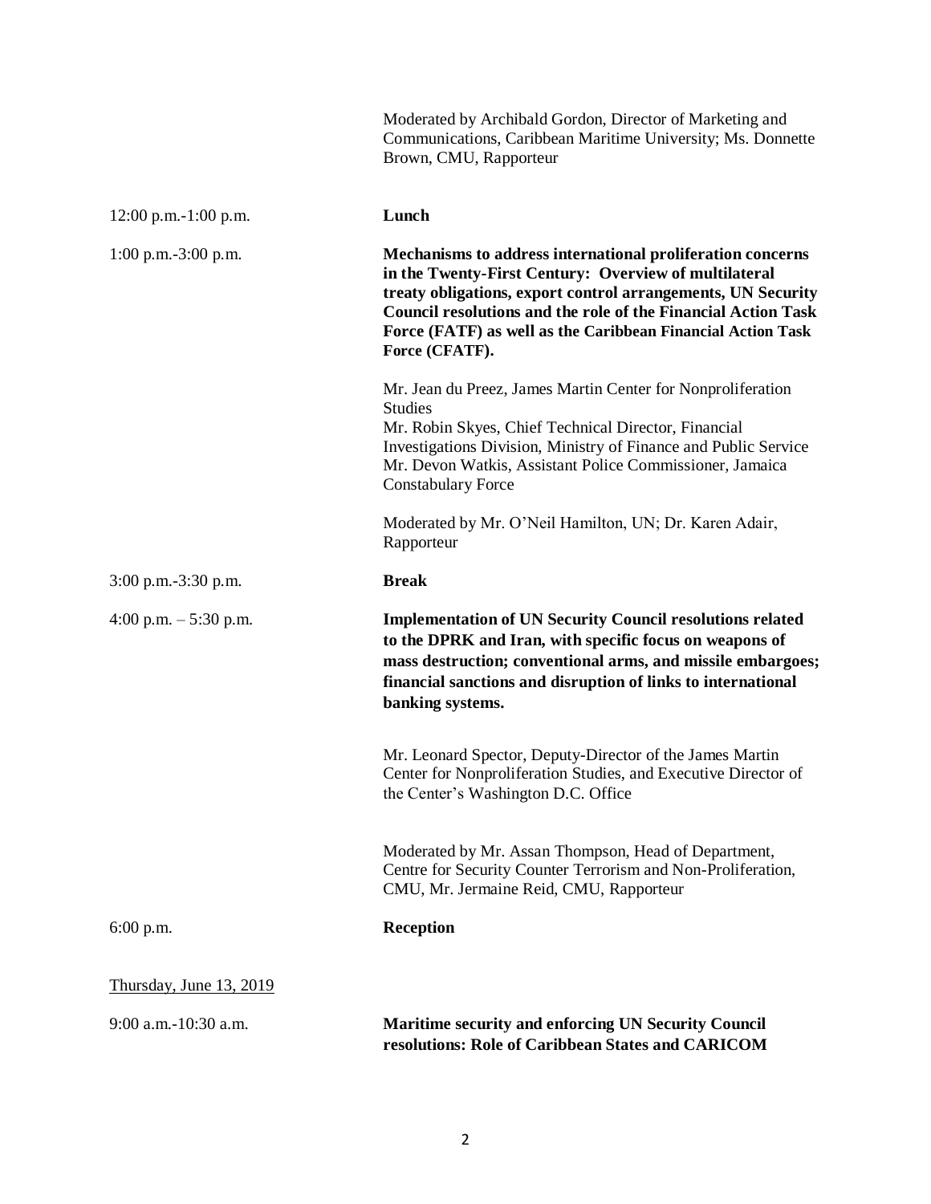Moderated by Archibald Gordon, Director of Marketing and Communications, Caribbean Maritime University; Ms. Donnette Brown, CMU, Rapporteur

12:00 p.m.-1:00 p.m. **Lunch**

1:00 p.m.-3:00 p.m. **Mechanisms to address international proliferation concerns in the Twenty-First Century: Overview of multilateral treaty obligations, export control arrangements, UN Security Council resolutions and the role of the Financial Action Task Force (FATF) as well as the Caribbean Financial Action Task Force (CFATF).**

Mr. Jean du Preez, James Martin Center for Nonproliferation Studies
Mr. Robin Skyes, Chief Technical Director, Financial Investigations Division, Ministry of Finance and Public Service
Mr. Devon Watkis, Assistant Police Commissioner, Jamaica Constabulary Force

Moderated by Mr. O'Neil Hamilton, UN; Dr. Karen Adair, Rapporteur

3:00 p.m.-3:30 p.m. **Break**

4:00 p.m. – 5:30 p.m. **Implementation of UN Security Council resolutions related to the DPRK and Iran, with specific focus on weapons of mass destruction; conventional arms, and missile embargoes; financial sanctions and disruption of links to international banking systems.**

Mr. Leonard Spector, Deputy-Director of the James Martin Center for Nonproliferation Studies, and Executive Director of the Center's Washington D.C. Office

Moderated by Mr. Assan Thompson, Head of Department, Centre for Security Counter Terrorism and Non-Proliferation, CMU, Mr. Jermaine Reid, CMU, Rapporteur

6:00 p.m. **Reception**

Thursday, June 13, 2019

9:00 a.m.-10:30 a.m. **Maritime security and enforcing UN Security Council resolutions: Role of Caribbean States and CARICOM**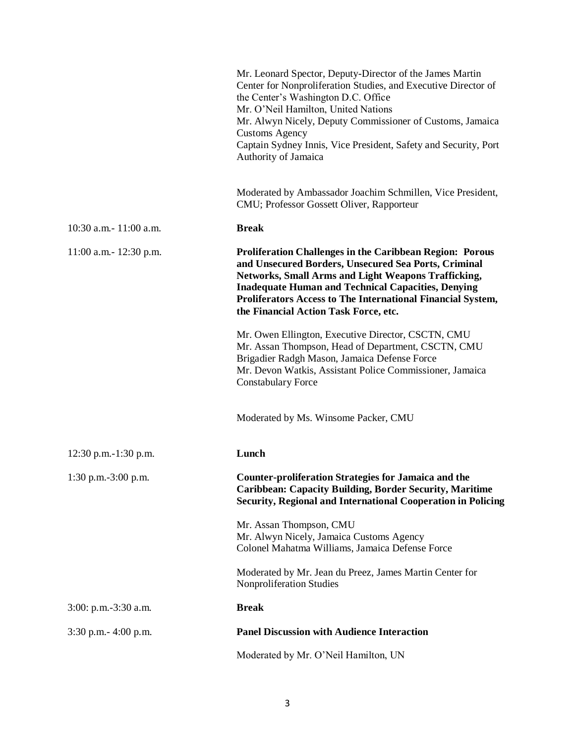| | |
|---|---|
| | Mr. Leonard Spector, Deputy-Director of the James Martin Center for Nonproliferation Studies, and Executive Director of the Center's Washington D.C. Office<br>Mr. O'Neil Hamilton, United Nations<br>Mr. Alwyn Nicely, Deputy Commissioner of Customs, Jamaica Customs Agency<br>Captain Sydney Innis, Vice President, Safety and Security, Port Authority of Jamaica<br><br>Moderated by Ambassador Joachim Schmillen, Vice President, CMU; Professor Gossett Oliver, Rapporteur |
| 10:30 a.m.- 11:00 a.m. | **Break** |
| 11:00 a.m.- 12:30 p.m. | **Proliferation Challenges in the Caribbean Region: Porous and Unsecured Borders, Unsecured Sea Ports, Criminal Networks, Small Arms and Light Weapons Trafficking, Inadequate Human and Technical Capacities, Denying Proliferators Access to The International Financial System, the Financial Action Task Force, etc.**<br><br>Mr. Owen Ellington, Executive Director, CSCTN, CMU<br>Mr. Assan Thompson, Head of Department, CSCTN, CMU<br>Brigadier Radgh Mason, Jamaica Defense Force<br>Mr. Devon Watkis, Assistant Police Commissioner, Jamaica Constabulary Force<br><br>Moderated by Ms. Winsome Packer, CMU |
| 12:30 p.m.-1:30 p.m. | **Lunch** |
| 1:30 p.m.-3:00 p.m. | **Counter-proliferation Strategies for Jamaica and the Caribbean: Capacity Building, Border Security, Maritime Security, Regional and International Cooperation in Policing**<br><br>Mr. Assan Thompson, CMU<br>Mr. Alwyn Nicely, Jamaica Customs Agency<br>Colonel Mahatma Williams, Jamaica Defense Force<br><br>Moderated by Mr. Jean du Preez, James Martin Center for Nonproliferation Studies |
| 3:00: p.m.-3:30 a.m. | **Break** |
| 3:30 p.m.- 4:00 p.m. | **Panel Discussion with Audience Interaction**<br><br>Moderated by Mr. O'Neil Hamilton, UN |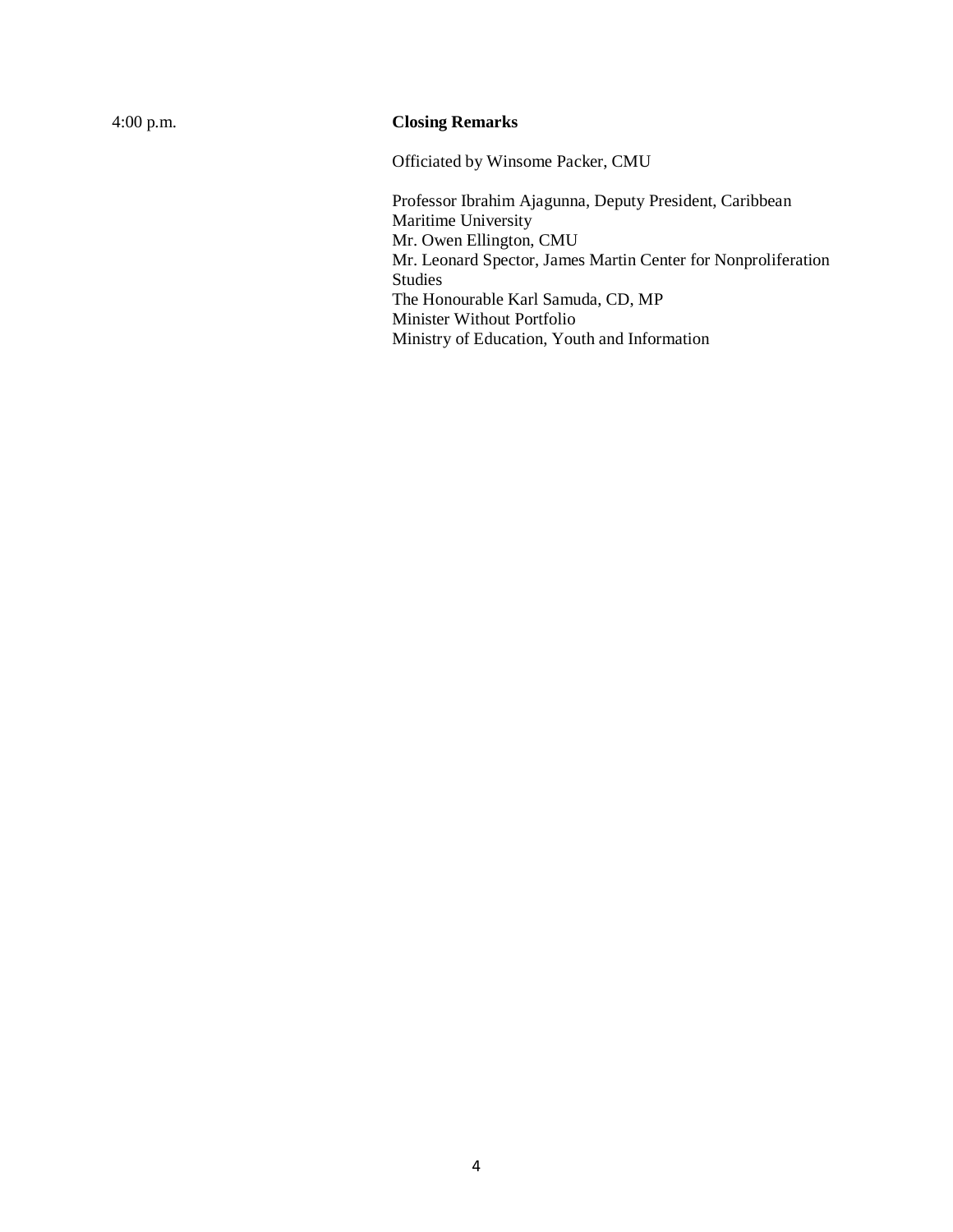| | |
|---|---|
| 4:00 p.m. | **Closing Remarks** |
| | Officiated by Winsome Packer, CMU |
| | Professor Ibrahim Ajagunna, Deputy President, Caribbean Maritime University<br>Mr. Owen Ellington, CMU<br>Mr. Leonard Spector, James Martin Center for Nonproliferation Studies<br>The Honourable Karl Samuda, CD, MP<br>Minister Without Portfolio<br>Ministry of Education, Youth and Information |